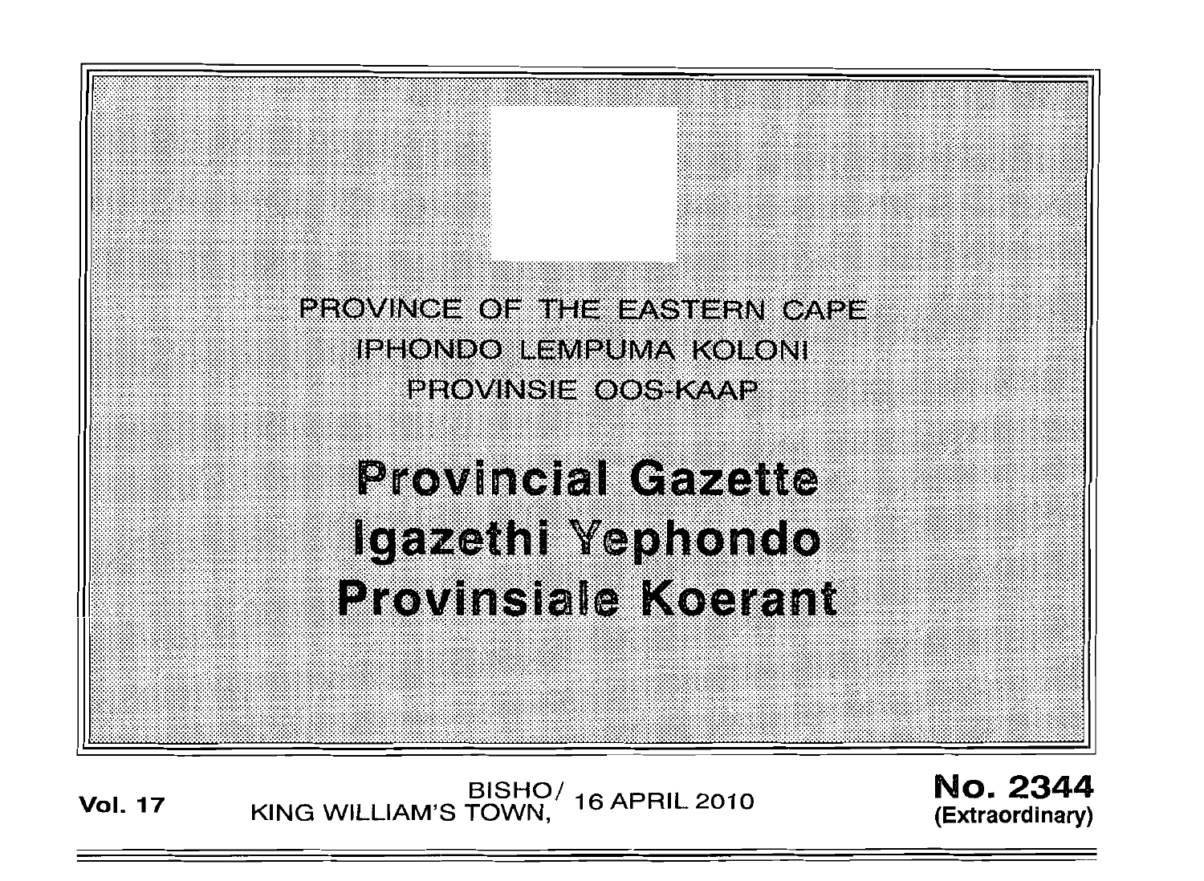PROVINCE OF THE EASTERN CAPE

IPHONDO LEMPUMA KOLONI

PROVINSIE OOS-KAAP

# Provincial Gazette

# Igazethi Yephondo

# Provinsiale Koerant

**Vol. 17** BISHO/ KING WILLIAM'S TOWN, 16 APRIL 2010 **No. 2344 (Extraordinary)**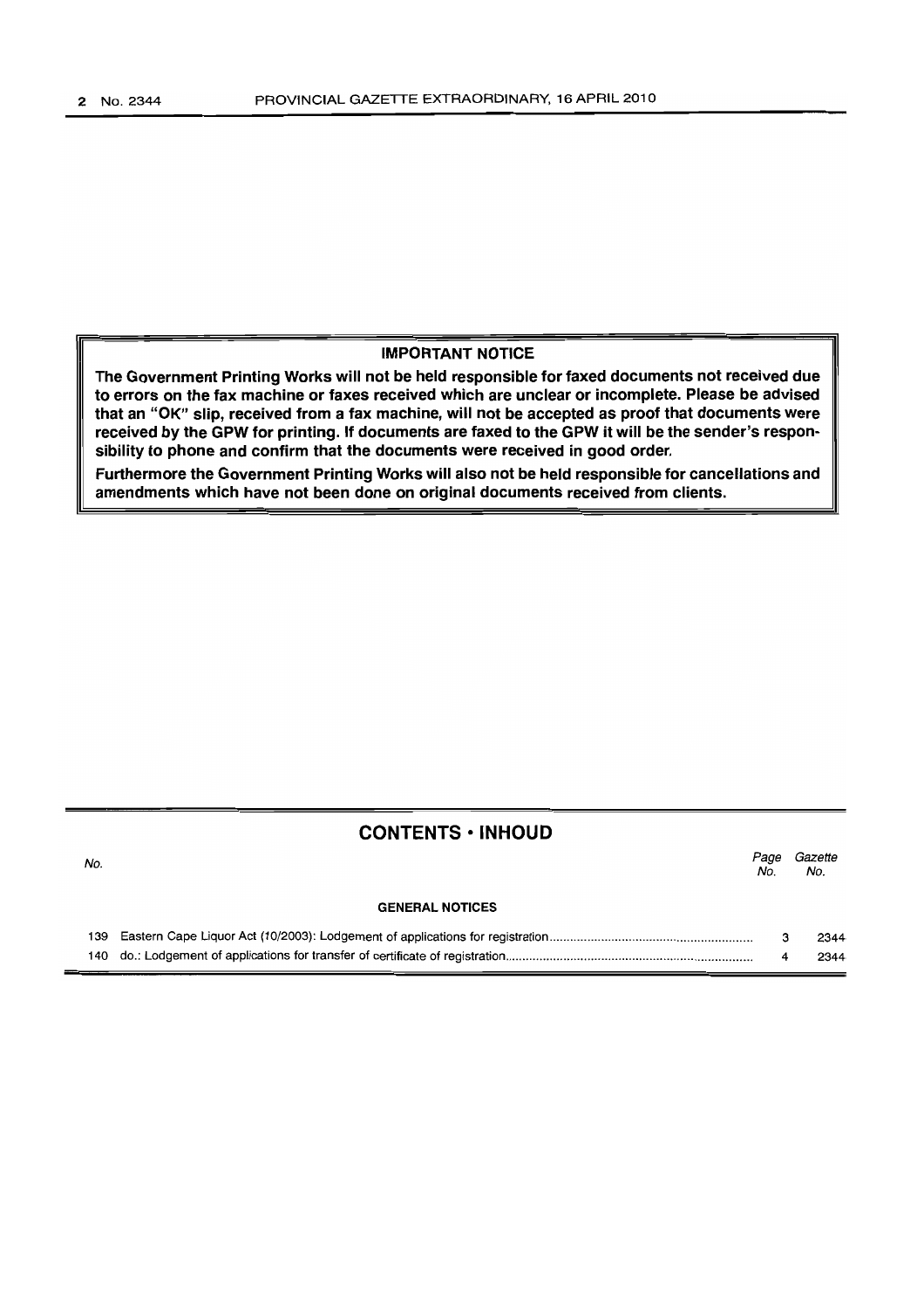**IMPORTANT NOTICE**

**The Government Printing Works will not be held responsible for faxed documents not received due to errors on the fax machine or faxes received which are unclear or incomplete. Please be advised that an "OK" slip, received from a fax machine, will not be accepted as proof that documents were received by the GPW for printing. If documents are faxed to the GPW it will be the sender's responsibility to phone and confirm that the documents were received in good order.**

**Furthermore the Government Printing Works will also not be held responsible for cancellations and amendments which have not been done on original documents received from clients.**

## CONTENTS • INHOUD

| No. | | Page No. | Gazette No. |
|---|---|---|---|
| | **GENERAL NOTICES** | | |
| 139 | Eastern Cape Liquor Act (10/2003): Lodgement of applications for registration | 3 | 2344 |
| 140 | do.: Lodgement of applications for transfer of certificate of registration | 4 | 2344 |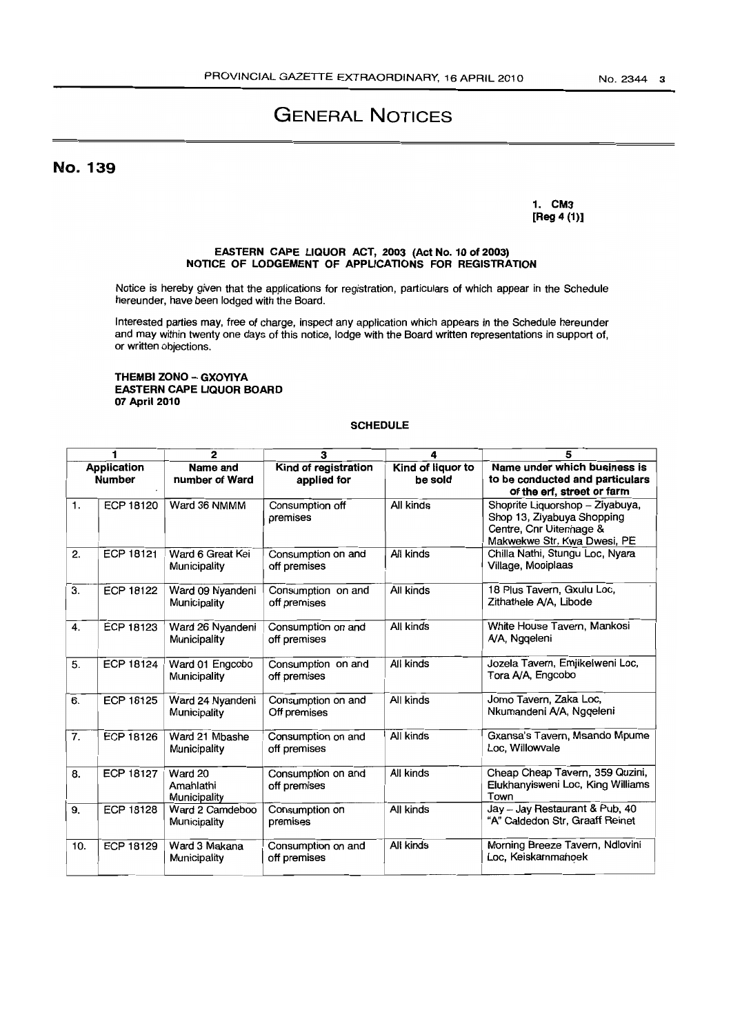# GENERAL NOTICES

## No. 139

1. CM3
[Reg 4 (1)]

**EASTERN CAPE LIQUOR ACT, 2003 (Act No. 10 of 2003)**
**NOTICE OF LODGEMENT OF APPLICATIONS FOR REGISTRATION**

Notice is hereby given that the applications for registration, particulars of which appear in the Schedule hereunder, have been lodged with the Board.

Interested parties may, free of charge, inspect any application which appears in the Schedule hereunder and may within twenty one days of this notice, lodge with the Board written representations in support of, or written objections.

**THEMBI ZONO – GXOYIYA**
**EASTERN CAPE LIQUOR BOARD**
**07 April 2010**

**SCHEDULE**

| 1 | | 2 | 3 | 4 | 5 |
|---|---|---|---|---|---|
| **Application Number** | | **Name and number of Ward** | **Kind of registration applied for** | **Kind of liquor to be sold** | **Name under which business is to be conducted and particulars of the erf, street or farm** |
| 1. | ECP 18120 | Ward 36 NMMM | Consumption off premises | All kinds | Shoprite Liquorshop – Ziyabuya, Shop 13, Ziyabuya Shopping Centre, Cnr Uitenhage & Makwekwe Str, Kwa Dwesi, PE |
| 2. | ECP 18121 | Ward 6 Great Kei Municipality | Consumption on and off premises | All kinds | Chilla Nathi, Stungu Loc, Nyara Village, Mooiplaas |
| 3. | ECP 18122 | Ward 09 Nyandeni Municipality | Consumption on and off premises | All kinds | 18 Plus Tavern, Gxulu Loc, Zithathele A/A, Libode |
| 4. | ECP 18123 | Ward 26 Nyandeni Municipality | Consumption on and off premises | All kinds | White House Tavern, Mankosi A/A, Ngqeleni |
| 5. | ECP 18124 | Ward 01 Engcobo Municipality | Consumption on and off premises | All kinds | Jozela Tavern, Emjikelweni Loc, Tora A/A, Engcobo |
| 6. | ECP 18125 | Ward 24 Nyandeni Municipality | Consumption on and Off premises | All kinds | Jomo Tavern, Zaka Loc, Nkumandeni A/A, Ngqeleni |
| 7. | ECP 18126 | Ward 21 Mbashe Municipality | Consumption on and off premises | All kinds | Gxansa's Tavern, Msando Mpume Loc, Willowvale |
| 8. | ECP 18127 | Ward 20 Amahlathi Municipality | Consumption on and off premises | All kinds | Cheap Cheap Tavern, 359 Quzini, Elukhanyisweni Loc, King Williams Town |
| 9. | ECP 18128 | Ward 2 Camdeboo Municipality | Consumption on premises | All kinds | Jay – Jay Restaurant & Pub, 40 "A" Caldedon Str, Graaff Reinet |
| 10. | ECP 18129 | Ward 3 Makana Municipality | Consumption on and off premises | All kinds | Morning Breeze Tavern, Ndlovini Loc, Keiskammahoek |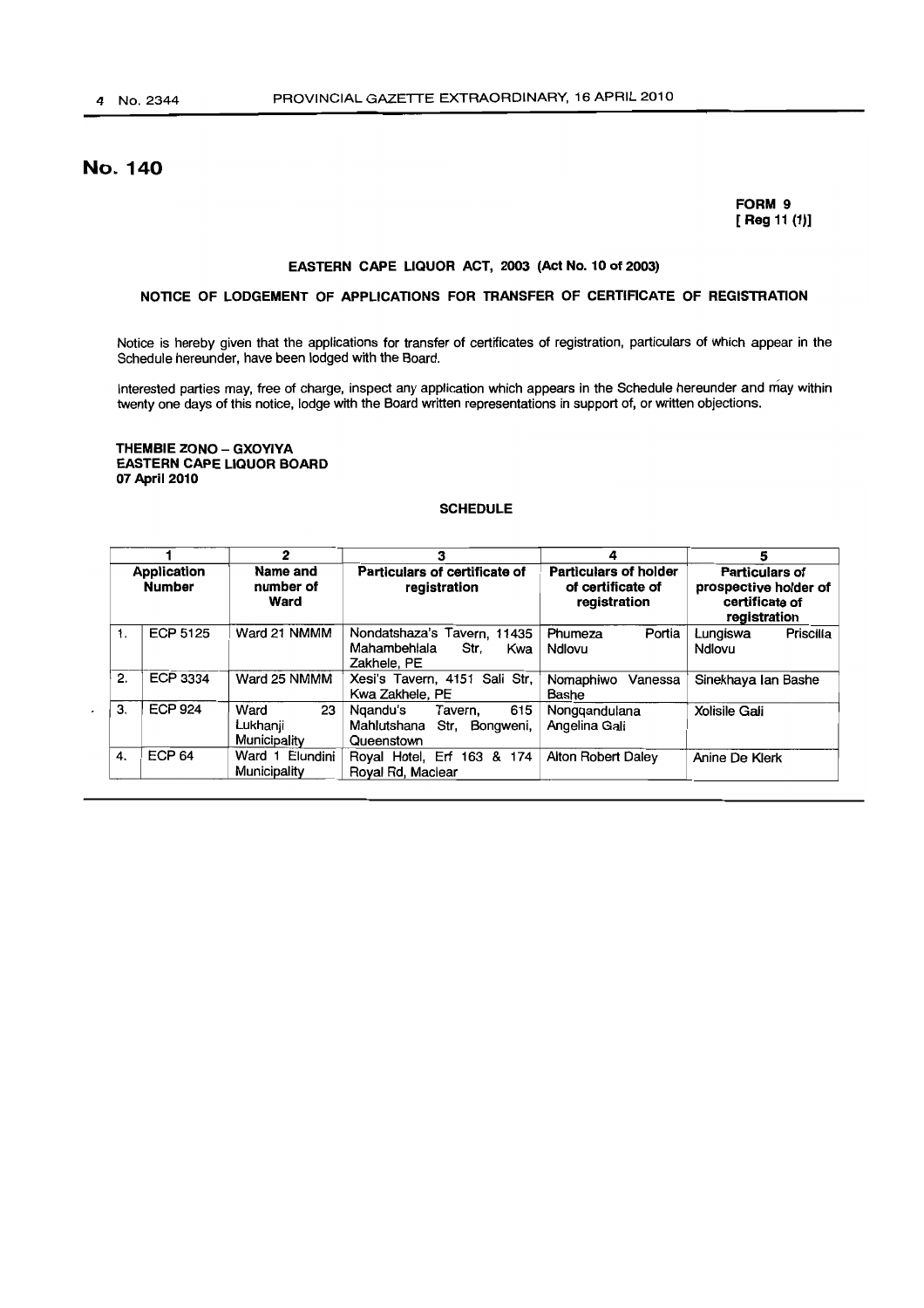# No. 140

**FORM 9**
**[ Reg 11 (1)]**

**EASTERN CAPE LIQUOR ACT, 2003 (Act No. 10 of 2003)**

**NOTICE OF LODGEMENT OF APPLICATIONS FOR TRANSFER OF CERTIFICATE OF REGISTRATION**

Notice is hereby given that the applications for transfer of certificates of registration, particulars of which appear in the Schedule hereunder, have been lodged with the Board.

Interested parties may, free of charge, inspect any application which appears in the Schedule hereunder and may within twenty one days of this notice, lodge with the Board written representations in support of, or written objections.

**THEMBIE ZONO – GXOYIYA**
**EASTERN CAPE LIQUOR BOARD**
**07 April 2010**

**SCHEDULE**

| 1 | | 2 | 3 | 4 | 5 |
|---|---|---|---|---|---|
| **Application Number** | | **Name and number of Ward** | **Particulars of certificate of registration** | **Particulars of holder of certificate of registration** | **Particulars of prospective holder of certificate of registration** |
| 1. | ECP 5125 | Ward 21 NMMM | Nondatshaza's Tavern, 11435 Mahambehlala Str, Kwa Zakhele, PE | Phumeza Portia Ndlovu | Lungiswa Priscilla Ndlovu |
| 2. | ECP 3334 | Ward 25 NMMM | Xesi's Tavern, 4151 Sali Str, Kwa Zakhele, PE | Nomaphiwo Vanessa Bashe | Sinekhaya Ian Bashe |
| 3. | ECP 924 | Ward 23 Lukhanji Municipality | Nqandu's Tavern, 615 Mahlutshana Str, Bongweni, Queenstown | Nongqandulana Angelina Gali | Xolisile Gali |
| 4. | ECP 64 | Ward 1 Elundini Municipality | Royal Hotel, Erf 163 & 174 Royal Rd, Maclear | Alton Robert Daley | Anine De Klerk |